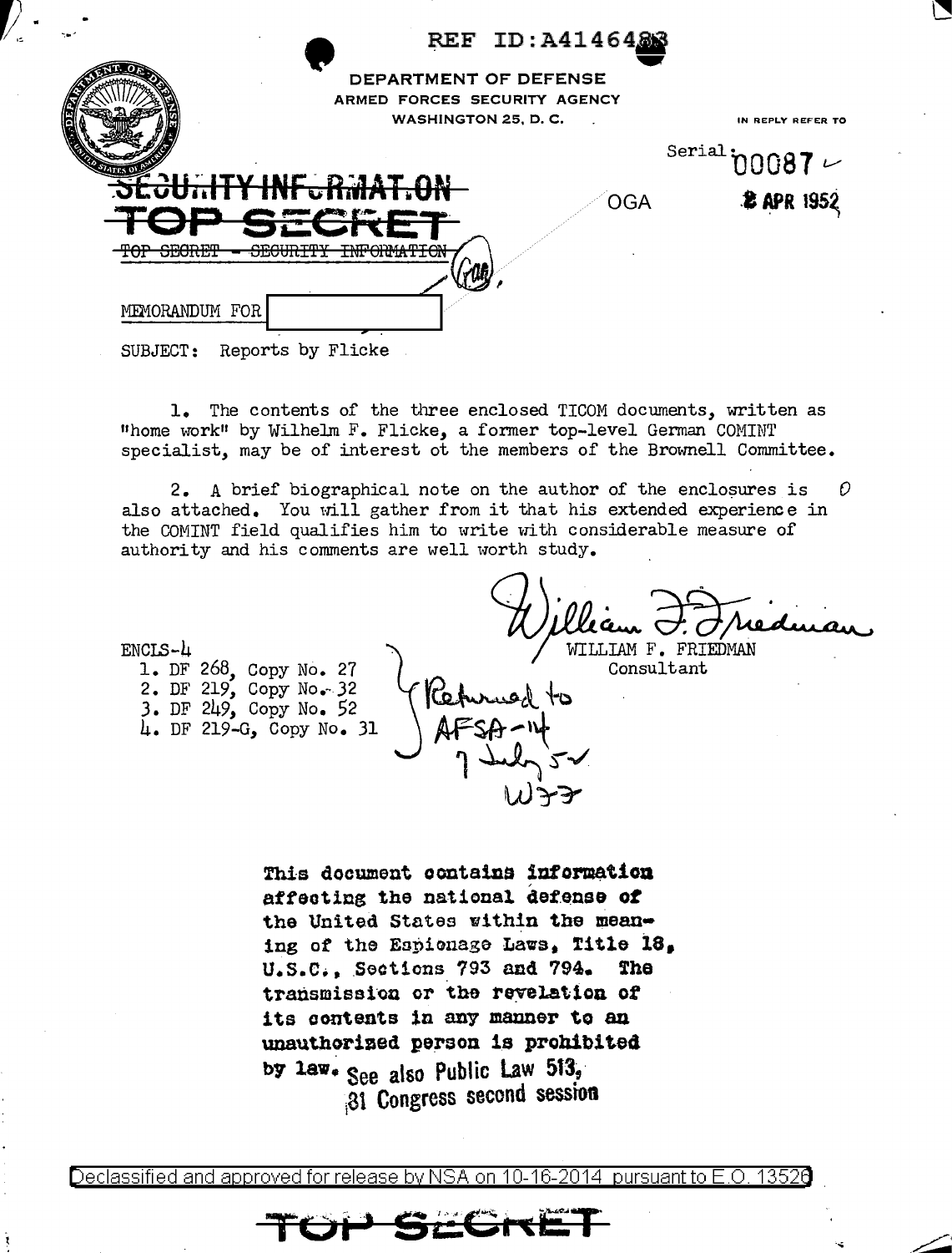REF ID:A414648?

DEPARTMENT OF DEFENSE
ARMED FORCES SECURITY AGENCY
WASHINGTON 25, D. C.

IN REPLY REFER TO

Serial: 00087

OGA

2 APR 1952

~~SECURITY INFORMATION~~

~~TOP SECRET~~

~~TOP SECRET - SECURITY INFORMATION~~

MEMORANDUM FOR [ ]

SUBJECT: Reports by Flicke

1. The contents of the three enclosed TICOM documents, written as "home work" by Wilhelm F. Flicke, a former top-level German COMINT specialist, may be of interest ot the members of the Brownell Committee.

2. A brief biographical note on the author of the enclosures is also attached. You will gather from it that his extended experience in the COMINT field qualifies him to write with considerable measure of authority and his comments are well worth study.

WILLIAM F. FRIEDMAN
Consultant

ENCLS-4
1. DF 268, Copy No. 27
2. DF 219, Copy No. 32
3. DF 249, Copy No. 52
4. DF 219-G, Copy No. 31

Returned to AFSA-14 7 July 52 W77

**This document contains information affecting the national defense of the United States within the meaning of the Espionage Laws, Title 18, U.S.C., Sections 793 and 794. The transmission or the revelation of its contents in any manner to an unauthorized person is prohibited by law. See also Public Law 513, 81 Congress second session**

Declassified and approved for release by NSA on 10-16-2014 pursuant to E.O. 13526

TOP SECRET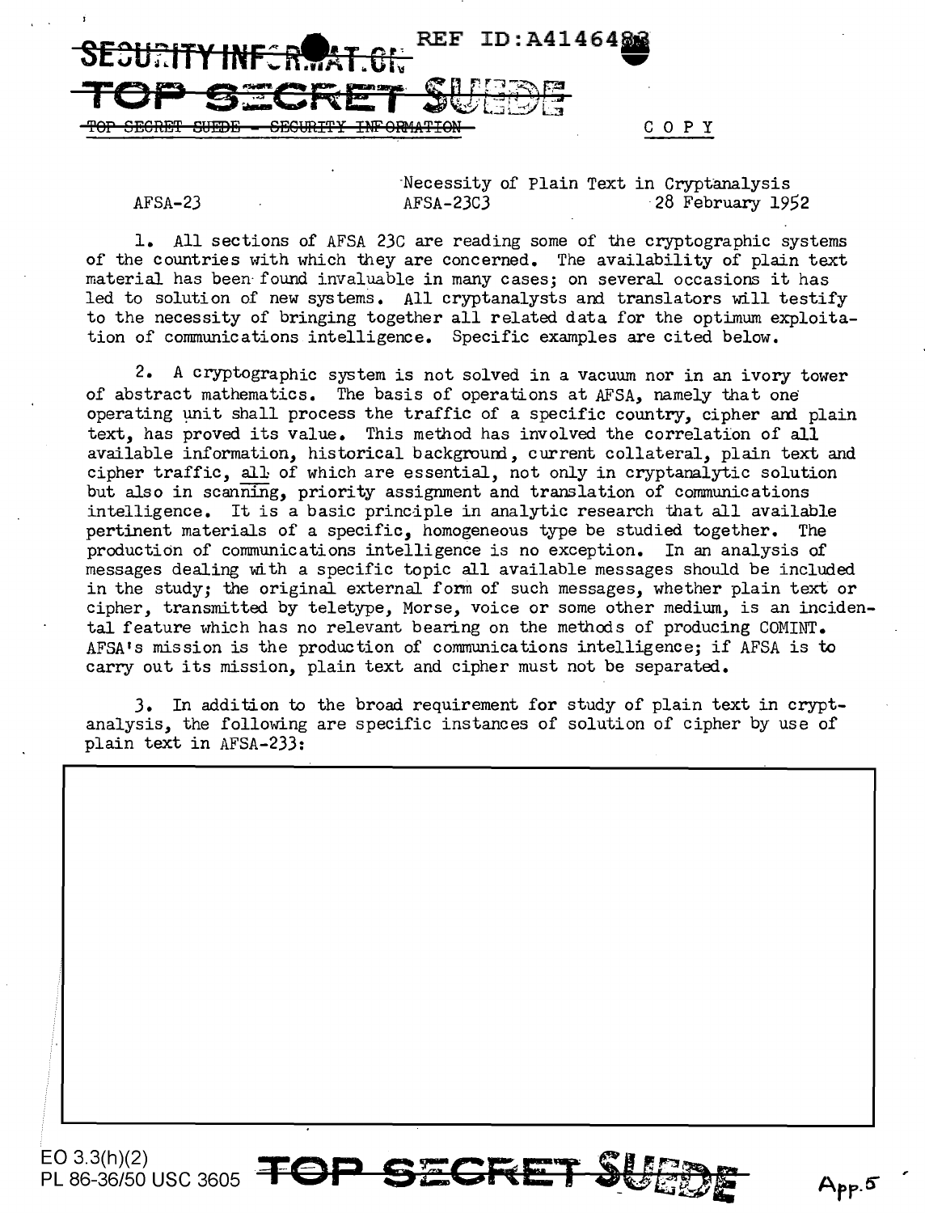~~SECURITY INFORMATION~~ REF ID:A4146483

~~TOP SECRET SUEDE~~

~~TOP SECRET SUEDE - SECURITY INFORMATION~~ COPY

AFSA-23 Necessity of Plain Text in Cryptanalysis
AFSA-23C3 28 February 1952

1. All sections of AFSA 23C are reading some of the cryptographic systems of the countries with which they are concerned. The availability of plain text material has been found invaluable in many cases; on several occasions it has led to solution of new systems. All cryptanalysts and translators will testify to the necessity of bringing together all related data for the optimum exploitation of communications intelligence. Specific examples are cited below.

2. A cryptographic system is not solved in a vacuum nor in an ivory tower of abstract mathematics. The basis of operations at AFSA, namely that one operating unit shall process the traffic of a specific country, cipher and plain text, has proved its value. This method has involved the correlation of all available information, historical background, current collateral, plain text and cipher traffic, all of which are essential, not only in cryptanalytic solution but also in scanning, priority assignment and translation of communications intelligence. It is a basic principle in analytic research that all available pertinent materials of a specific, homogeneous type be studied together. The production of communications intelligence is no exception. In an analysis of messages dealing with a specific topic all available messages should be included in the study; the original external form of such messages, whether plain text or cipher, transmitted by teletype, Morse, voice or some other medium, is an incidental feature which has no relevant bearing on the methods of producing COMINT. AFSA's mission is the production of communications intelligence; if AFSA is to carry out its mission, plain text and cipher must not be separated.

3. In addition to the broad requirement for study of plain text in cryptanalysis, the following are specific instances of solution of cipher by use of plain text in AFSA-233:

EO 3.3(h)(2)
PL 86-36/50 USC 3605

~~TOP SECRET SUEDE~~

App. 5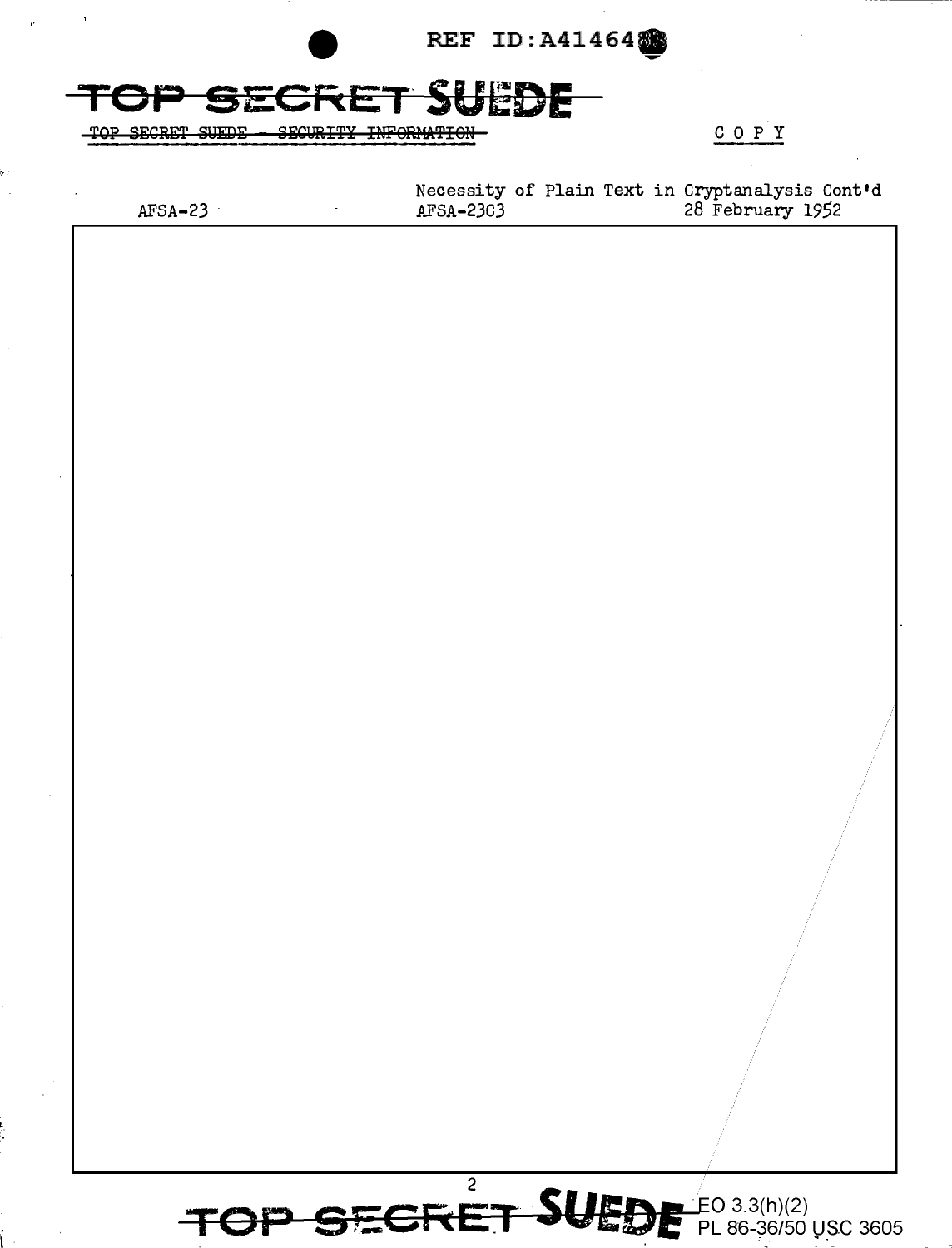# TOP SECRET SUEDE

TOP SECRET SUEDE — SECURITY INFORMATION

COPY

Necessity of Plain Text in Cryptanalysis Cont'd

AFSA-23 | AFSA-23C3 | 28 February 1952

EO 3.3(h)(2)
PL 86-36/50 USC 3605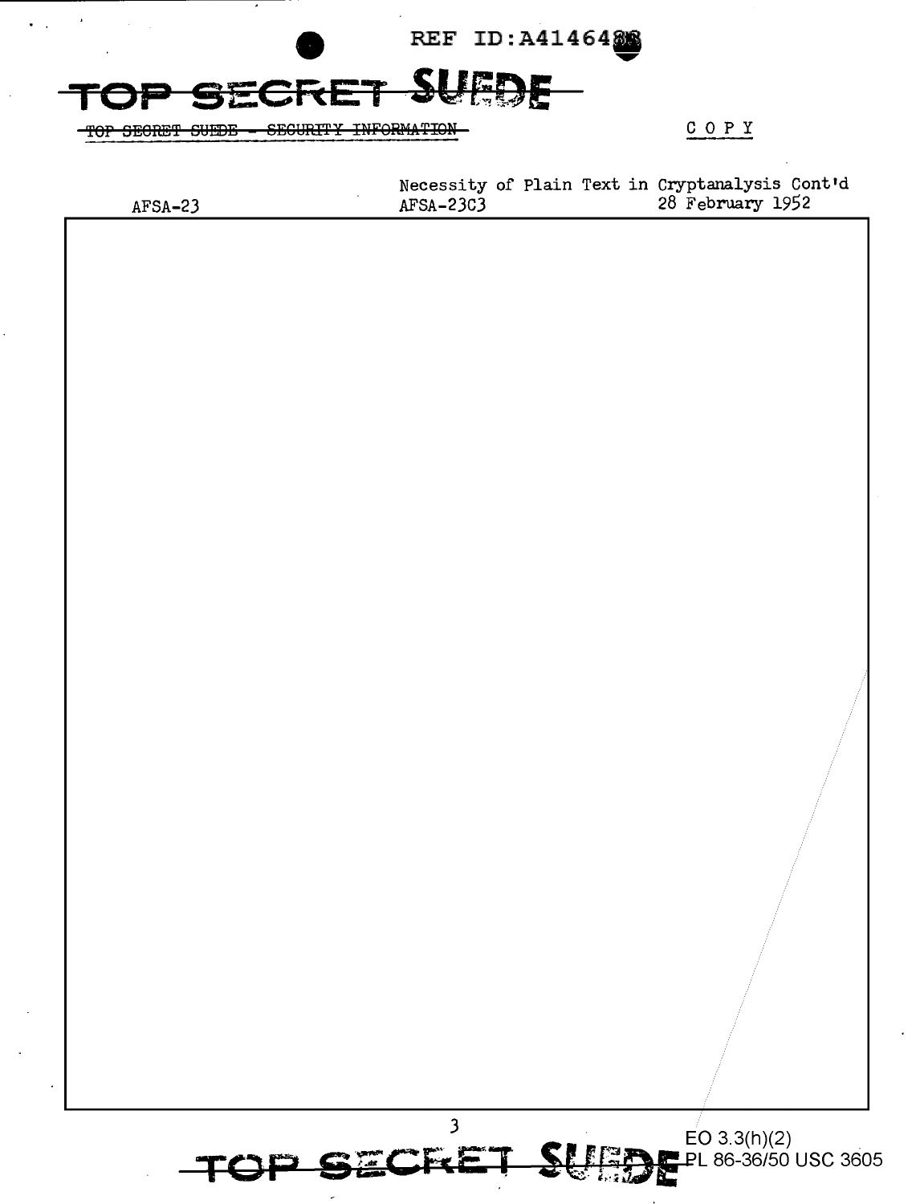TOP SECRET SUEDE

~~TOP SECRET SUEDE - SECURITY INFORMATION~~

COPY

AFSA-23 | Necessity of Plain Text in Cryptanalysis Cont'd
AFSA-23C3 | 28 February 1952

TOP SECRET SUEDE

EO 3.3(h)(2)
PL 86-36/50 USC 3605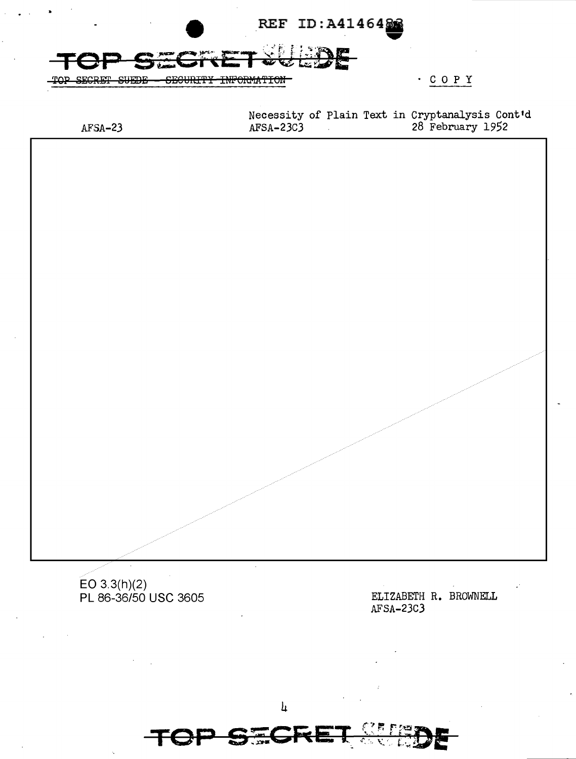TOP SECRET SUEDE

TOP SECRET SUEDE — SECURITY INFORMATION

COPY

AFSA-23

Necessity of Plain Text in Cryptanalysis Cont'd
AFSA-23C3
28 February 1952

EO 3.3(h)(2)
PL 86-36/50 USC 3605

ELIZABETH R. BROWNELL
AFSA-23C3

TOP SECRET SUEDE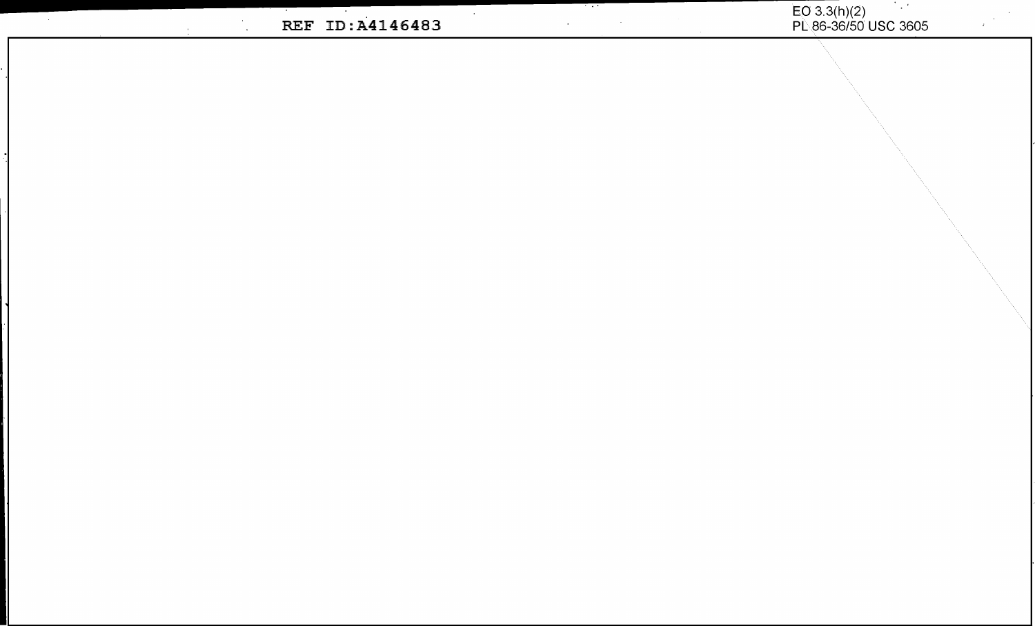EO 3.3(h)(2)
PL 86-36/50 USC 3605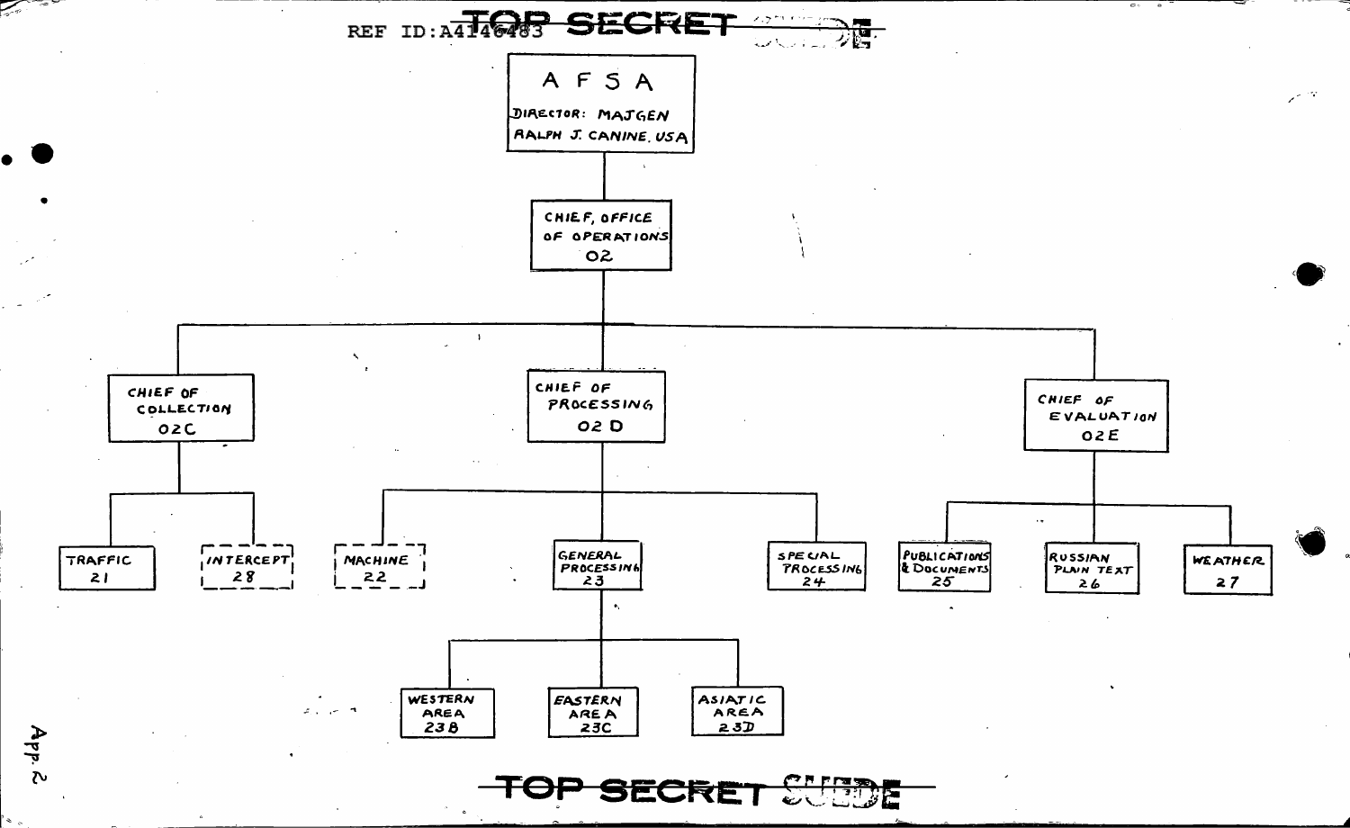REF ID:A4146483

TOP SECRET SUEDE

# AFSA

DIRECTOR: MAJGEN RALPH J. CANINE, USA

- **CHIEF, OFFICE OF OPERATIONS — 02**
  - **CHIEF OF COLLECTION — 02C**
    - TRAFFIC — 21
    - INTERCEPT — 28
  - **CHIEF OF PROCESSING — 02D**
    - MACHINE — 22
    - GENERAL PROCESSING — 23
      - WESTERN AREA — 23B
      - EASTERN AREA — 23C
      - ASIATIC AREA — 23D
    - SPECIAL PROCESSING — 24
  - **CHIEF OF EVALUATION — 02E**
    - PUBLICATIONS & DOCUMENTS — 25
    - RUSSIAN PLAIN TEXT — 26
    - WEATHER — 27

App. 2

TOP SECRET SUEDE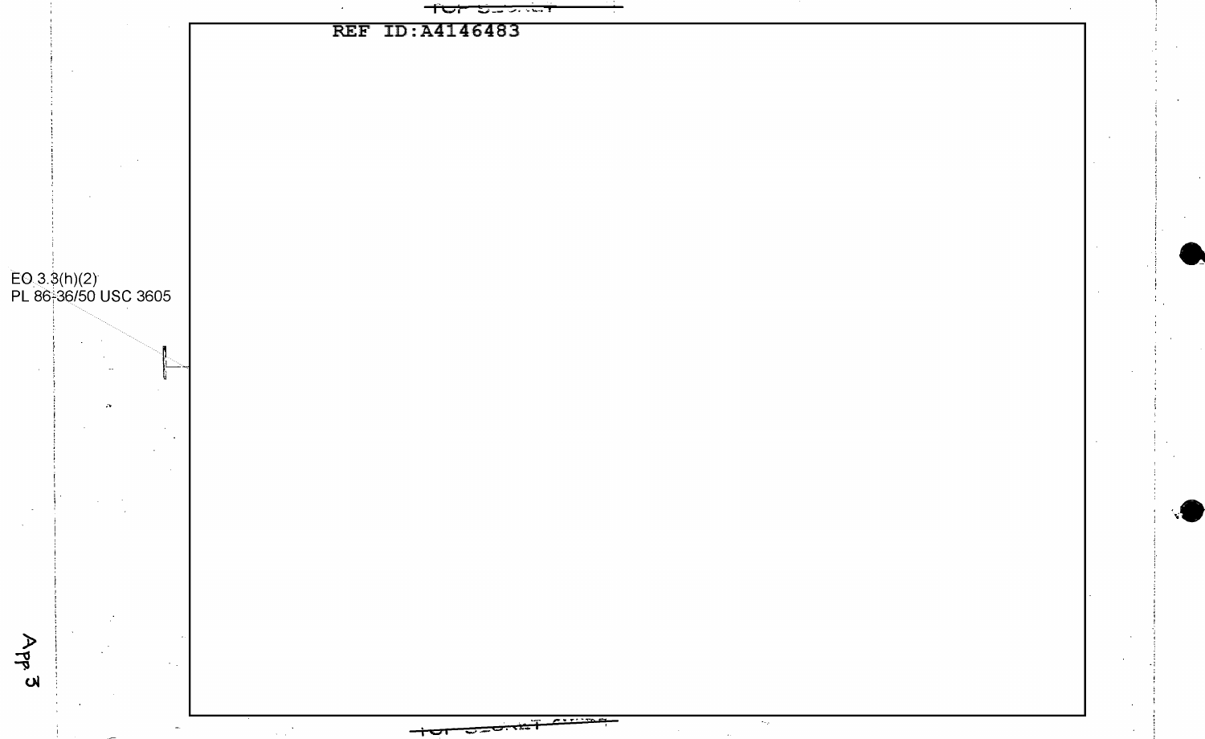REF ID:A4146483

EO 3.3(h)(2)
PL 86-36/50 USC 3605

App 3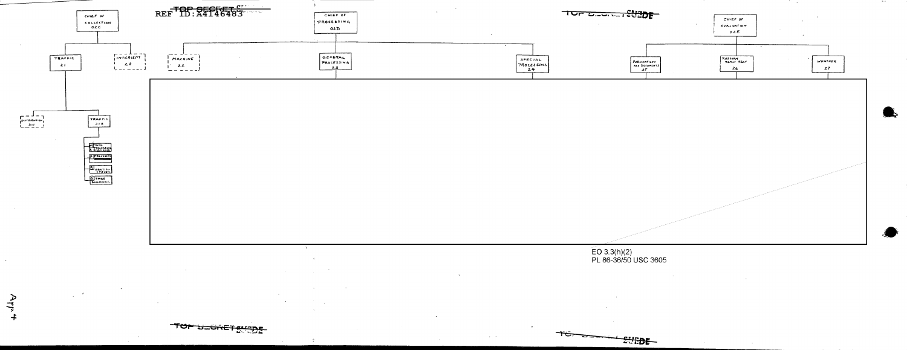REF ID:A4146483

TOP SECRET SUEDE

CHIEF OF COLLECTION 02C

TRAFFIC 21

INTERCEPT 28

DISTRIBUTION 211

TRAFFIC 213

M | TAPE PROCESSING & SCANNING

P | PROCESSING

R | IDENTIFICATION

S | TAPE SCANNING

CHIEF OF PROCESSING 02D

MACHINE 22

GENERAL PROCESSING 23

SPECIAL PROCESSING 24

CHIEF OF EVALUATION 02E

PUBLICATIONS AND DOCUMENTS 25

RUSSIAN PLAIN TEXT 26

WEATHER 27

EO 3.3(h)(2)
PL 86-36/50 USC 3605

App 4

TOP SECRET SUEDE